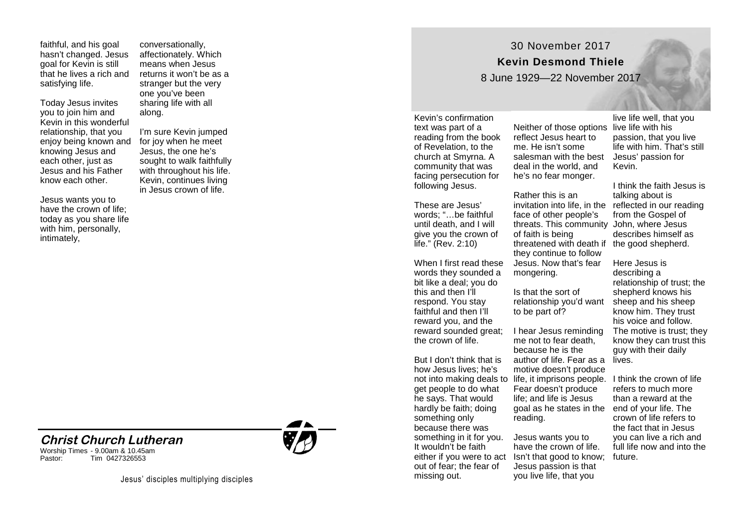# 30 November 2017

## Kevin Desmond Thiele

8 June 1929—22 November 2017

Kevin's confirmation text was part of a reading from the book of Revelation, to the church at Smyrna. A community that was facing persecution for following Jesus.

These are Jesus' words; "…be faithful until death, and I will give you the crown of life." (Rev. 2:10)

When I first read these words they sounded a bit like a deal; you do this and then I'll respond. You stay faithful and then I'll reward you, and the reward sounded great; the crown of life.

But I don't think that is how Jesus lives; he's not into making deals to get people to do what he says. That would hardly be faith; doing something only because there was something in it for you. It wouldn't be faith either if you were to act out of fear; the fear of missing out.

Neither of those options reflect Jesus heart to me. He isn't some salesman with the best deal in the world, and he's no fear monger.

Rather this is an invitation into life, in the face of other people's threats. This community of faith is being threatened with death if they continue to follow Jesus. Now that's fear mongering.

Is that the sort of relationship you'd want to be part of?

I hear Jesus reminding me not to fear death, because he is the author of life. Fear as a motive doesn't produce life, it imprisons people. Fear doesn't produce life; and life is Jesus goal as he states in the reading.

Jesus wants you to have the crown of life. Isn't that good to know; Jesus passion is that you live life, that you live life well, that you live life with his passion, that you live life with him. That's still Jesus' passion for Kevin.

I think the faith Jesus is talking about is reflected in our reading from the Gospel of John, where Jesus describes himself as the good shepherd.

Here Jesus is describing a relationship of trust; the shepherd knows his sheep and his sheep know him. They trust his voice and follow. The motive is trust; they know they can trust this guy with their daily lives.

I think the crown of life refers to much more than a reward at the end of your life. The crown of life refers to the fact that in Jesus you can live a rich and full life now and into the future.

faithful, and his goal hasn't changed. Jesus goal for Kevin is still that he lives a rich and satisfying life.

Today Jesus invites you to join him and Kevin in this wonderful relationship, that you enjoy being known and knowing Jesus and each other, just as Jesus and his Father know each other.

Jesus wants you to have the crown of life; today as you share life with him, personally, intimately, conversationally, affectionately. Which means when Jesus returns it won't be as a stranger but the very one you've been sharing life with all along.

I'm sure Kevin jumped for joy when he meet Jesus, the one he's sought to walk faithfully with throughout his life. Kevin, continues living in Jesus crown of life.

**Christ Church Lutheran**

Worship Times - 9.00am & 10.45am
Pastor: Tim 0427326553

Jesus' disciples multiplying disciples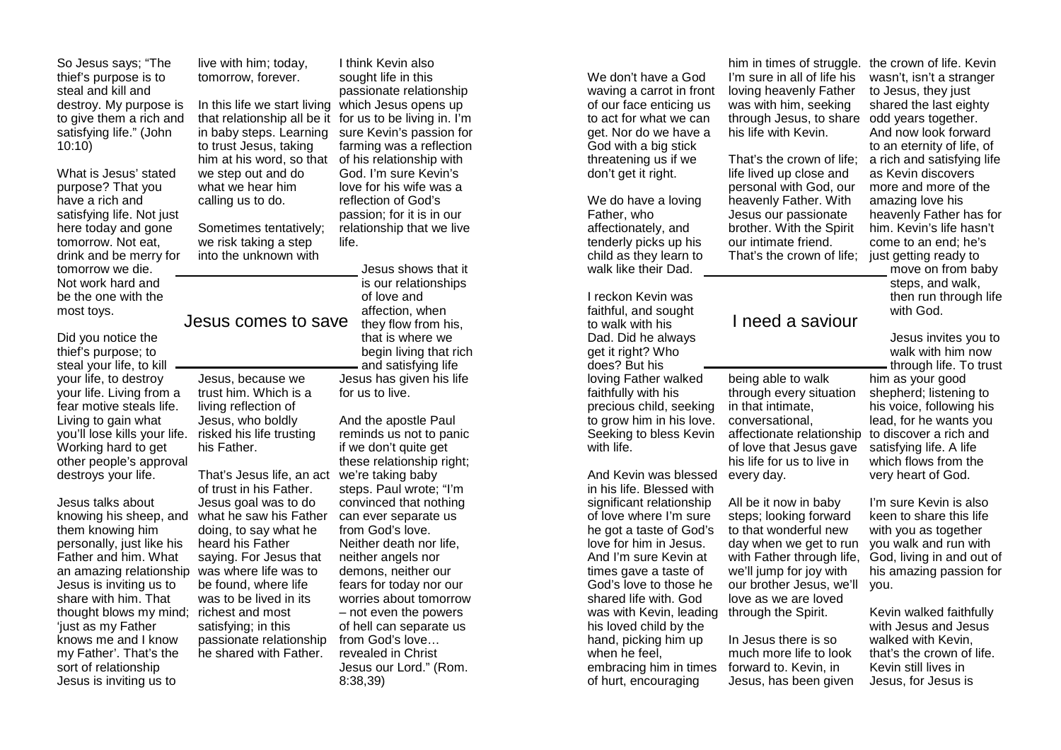So Jesus says; "The thief's purpose is to steal and kill and destroy. My purpose is to give them a rich and satisfying life." (John 10:10)

What is Jesus' stated purpose? That you have a rich and satisfying life. Not just here today and gone tomorrow. Not eat, drink and be merry for tomorrow we die. Not work hard and be the one with the most toys.

Did you notice the thief's purpose; to steal your life, to kill your life, to destroy your life. Living from a fear motive steals life. Living to gain what you'll lose kills your life. Working hard to get other people's approval destroys your life.

Jesus talks about knowing his sheep, and them knowing him personally, just like his Father and him. What an amazing relationship Jesus is inviting us to share with him. That thought blows my mind; 'just as my Father knows me and I know my Father'. That's the sort of relationship Jesus is inviting us to live with him; today, tomorrow, forever.

In this life we start living that relationship all be it in baby steps. Learning to trust Jesus, taking him at his word, so that we step out and do what we hear him calling us to do.

Sometimes tentatively; we risk taking a step into the unknown with

## Jesus comes to save

Jesus, because we trust him. Which is a living reflection of Jesus, who boldly risked his life trusting his Father.

That's Jesus life, an act of trust in his Father. Jesus goal was to do what he saw his Father doing, to say what he heard his Father saying. For Jesus that was where life was to be found, where life was to be lived in its richest and most satisfying; in this passionate relationship he shared with Father.

I think Kevin also sought life in this passionate relationship which Jesus opens up for us to be living in. I'm sure Kevin's passion for farming was a reflection of his relationship with God. I'm sure Kevin's love for his wife was a reflection of God's passion; for it is in our relationship that we live life.

Jesus shows that it is our relationships of love and affection, when they flow from his, that is where we begin living that rich and satisfying life Jesus has given his life for us to live.

And the apostle Paul reminds us not to panic if we don't quite get these relationship right; we're taking baby steps. Paul wrote; "I'm convinced that nothing can ever separate us from God's love. Neither death nor life, neither angels nor demons, neither our fears for today nor our worries about tomorrow – not even the powers of hell can separate us from God's love… revealed in Christ Jesus our Lord." (Rom. 8:38,39)

We don't have a God waving a carrot in front of our face enticing us to act for what we can get. Nor do we have a God with a big stick threatening us if we don't get it right.

We do have a loving Father, who affectionately, and tenderly picks up his child as they learn to walk like their Dad.

I reckon Kevin was faithful, and sought to walk with his Dad. Did he always get it right? Who does? But his loving Father walked faithfully with his precious child, seeking to grow him in his love. Seeking to bless Kevin with life.

And Kevin was blessed in his life. Blessed with significant relationship of love where I'm sure he got a taste of God's love for him in Jesus. And I'm sure Kevin at times gave a taste of God's love to those he shared life with. God was with Kevin, leading his loved child by the hand, picking him up when he feel, embracing him in times of hurt, encouraging him in times of struggle. I'm sure in all of life his loving heavenly Father was with him, seeking through Jesus, to share his life with Kevin.

That's the crown of life; life lived up close and personal with God, our heavenly Father. With Jesus our passionate brother. With the Spirit our intimate friend. That's the crown of life;

## I need a saviour

being able to walk through every situation in that intimate, conversational, affectionate relationship of love that Jesus gave his life for us to live in every day.

All be it now in baby steps; looking forward to that wonderful new day when we get to run with Father through life, we'll jump for joy with our brother Jesus, we'll love as we are loved through the Spirit.

In Jesus there is so much more life to look forward to. Kevin, in Jesus, has been given the crown of life. Kevin wasn't, isn't a stranger to Jesus, they just shared the last eighty odd years together. And now look forward to an eternity of life, of a rich and satisfying life as Kevin discovers more and more of the amazing love his heavenly Father has for him. Kevin's life hasn't come to an end; he's just getting ready to move on from baby steps, and walk, then run through life with God.

Jesus invites you to walk with him now through life. To trust him as your good shepherd; listening to his voice, following his lead, for he wants you to discover a rich and satisfying life. A life which flows from the very heart of God.

I'm sure Kevin is also keen to share this life with you as together you walk and run with God, living in and out of his amazing passion for you.

Kevin walked faithfully with Jesus and Jesus walked with Kevin, that's the crown of life. Kevin still lives in Jesus, for Jesus is